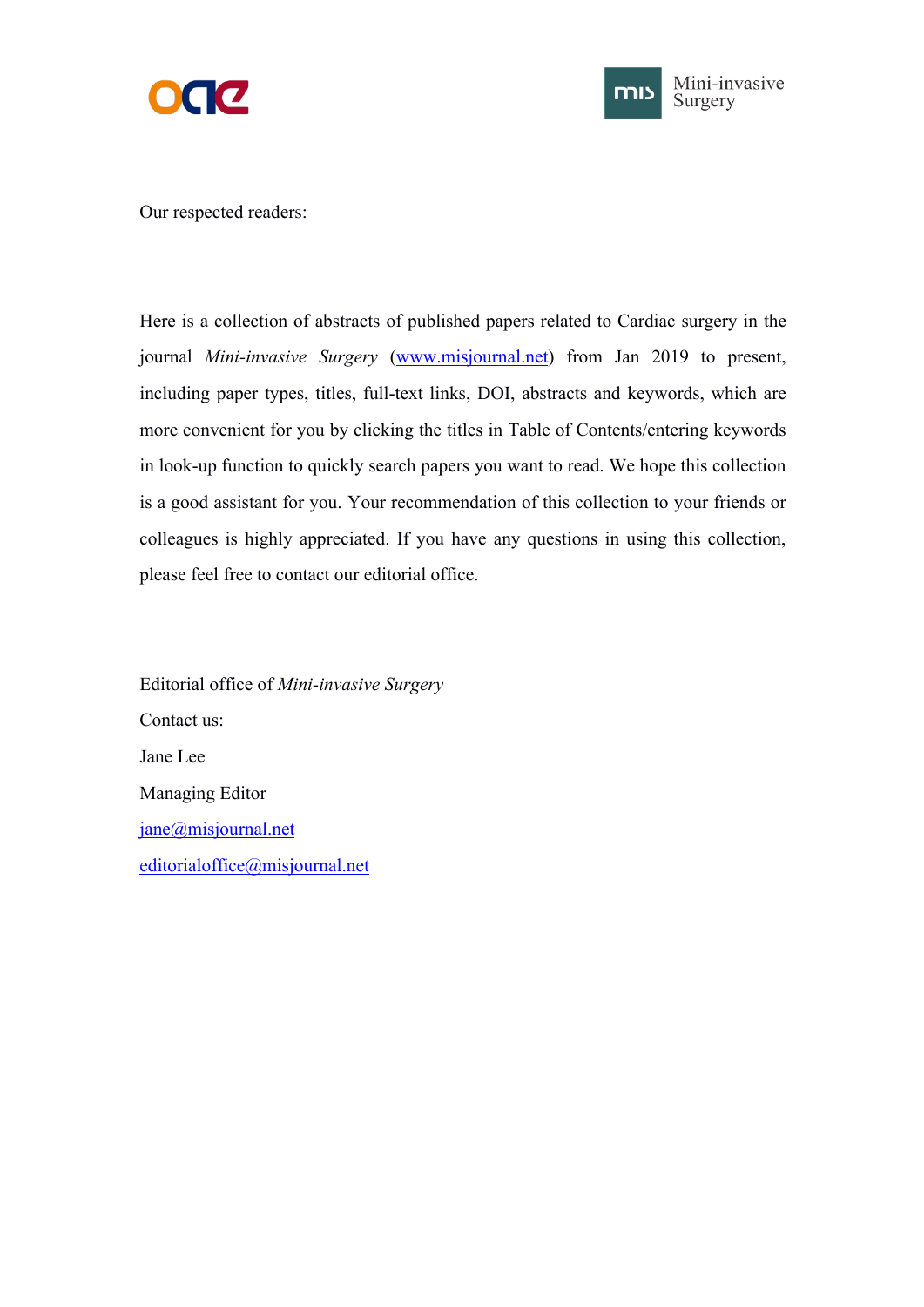Our respected readers:

Here is a collection of abstracts of published papers related to Cardiac surgery in the journal *Mini-invasive Surgery* (www.misjournal.net) from Jan 2019 to present, including paper types, titles, full-text links, DOI, abstracts and keywords, which are more convenient for you by clicking the titles in Table of Contents/entering keywords in look-up function to quickly search papers you want to read. We hope this collection is a good assistant for you. Your recommendation of this collection to your friends or colleagues is highly appreciated. If you have any questions in using this collection, please feel free to contact our editorial office.

Editorial office of *Mini-invasive Surgery*

Contact us:

Jane Lee

Managing Editor

jane@misjournal.net

editorialoffice@misjournal.net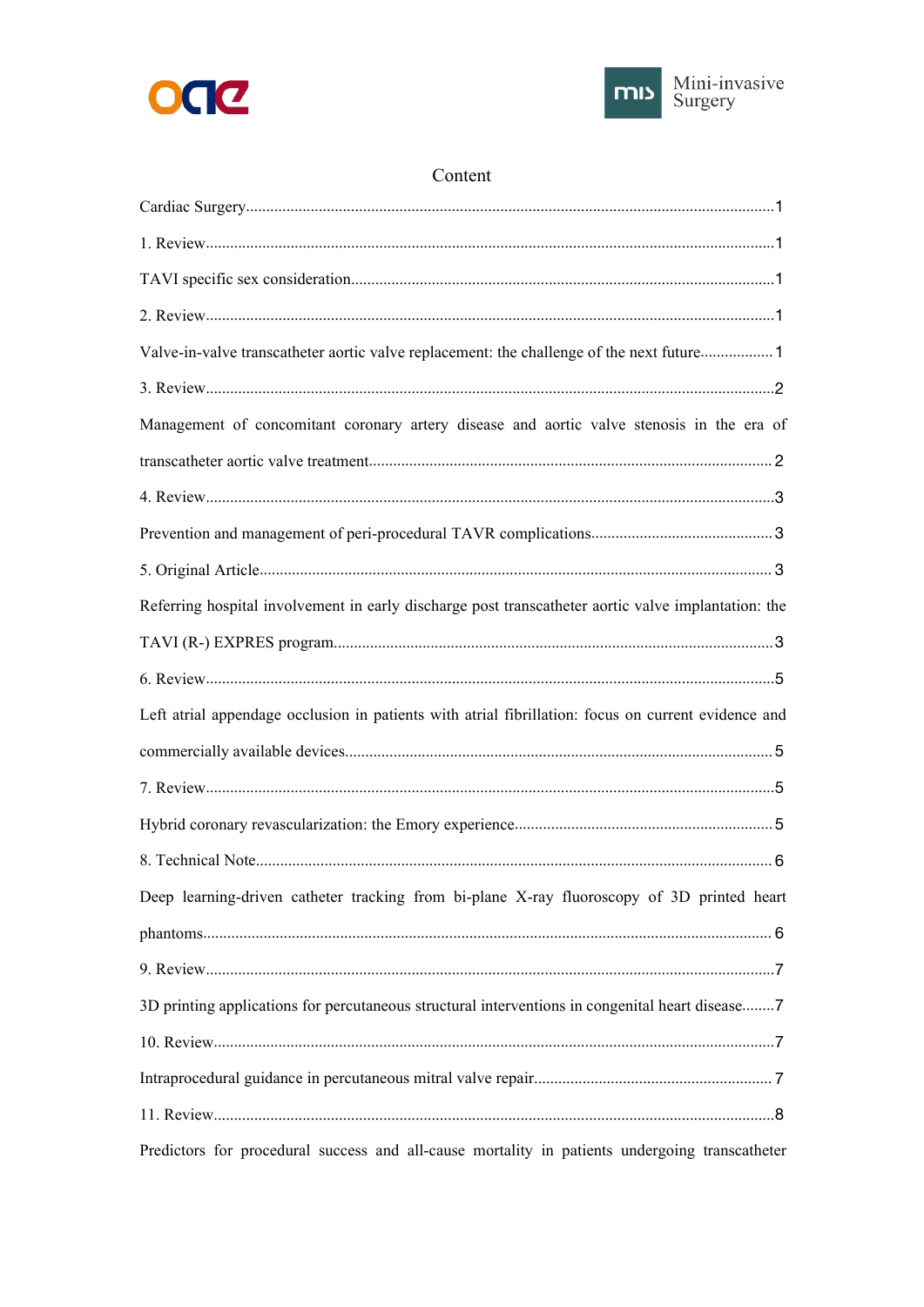# Content

Cardiac Surgery.....1

1. Review.....1

TAVI specific sex consideration.....1

2. Review.....1

Valve-in-valve transcatheter aortic valve replacement: the challenge of the next future.....1

3. Review.....2

Management of concomitant coronary artery disease and aortic valve stenosis in the era of transcatheter aortic valve treatment.....2

4. Review.....3

Prevention and management of peri-procedural TAVR complications.....3

5. Original Article.....3

Referring hospital involvement in early discharge post transcatheter aortic valve implantation: the TAVI (R-) EXPRES program.....3

6. Review.....5

Left atrial appendage occlusion in patients with atrial fibrillation: focus on current evidence and commercially available devices.....5

7. Review.....5

Hybrid coronary revascularization: the Emory experience.....5

8. Technical Note.....6

Deep learning-driven catheter tracking from bi-plane X-ray fluoroscopy of 3D printed heart phantoms.....6

9. Review.....7

3D printing applications for percutaneous structural interventions in congenital heart disease.....7

10. Review.....7

Intraprocedural guidance in percutaneous mitral valve repair.....7

11. Review.....8

Predictors for procedural success and all-cause mortality in patients undergoing transcatheter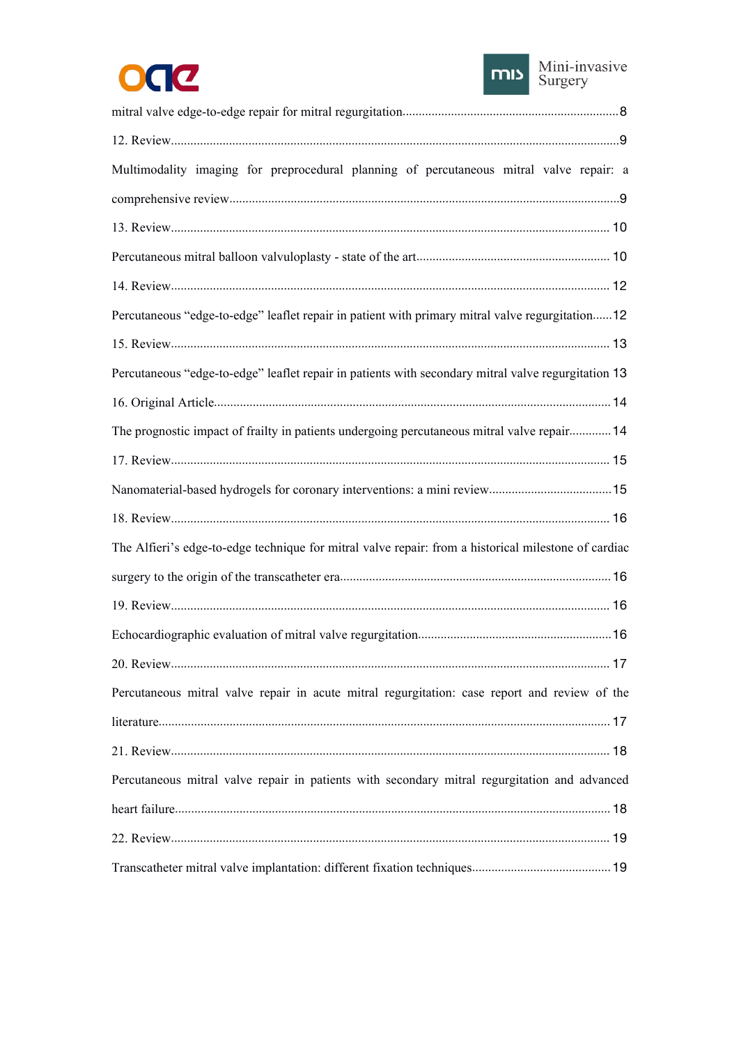mitral valve edge-to-edge repair for mitral regurgitation..................................................................8

12. Review..........................................................................................................................................9

Multimodality imaging for preprocedural planning of percutaneous mitral valve repair: a comprehensive review........................................................................................................................9

13. Review........................................................................................................................................ 10

Percutaneous mitral balloon valvuloplasty - state of the art............................................................ 10

14. Review........................................................................................................................................ 12

Percutaneous "edge-to-edge" leaflet repair in patient with primary mitral valve regurgitation......12

15. Review........................................................................................................................................ 13

Percutaneous "edge-to-edge" leaflet repair in patients with secondary mitral valve regurgitation 13

16. Original Article.......................................................................................................................... 14

The prognostic impact of frailty in patients undergoing percutaneous mitral valve repair............. 14

17. Review........................................................................................................................................ 15

Nanomaterial-based hydrogels for coronary interventions: a mini review......................................15

18. Review........................................................................................................................................ 16

The Alfieri's edge-to-edge technique for mitral valve repair: from a historical milestone of cardiac surgery to the origin of the transcatheter era................................................................................... 16

19. Review........................................................................................................................................ 16

Echocardiographic evaluation of mitral valve regurgitation............................................................16

20. Review........................................................................................................................................ 17

Percutaneous mitral valve repair in acute mitral regurgitation: case report and review of the literature.......................................................................................................................................... 17

21. Review........................................................................................................................................ 18

Percutaneous mitral valve repair in patients with secondary mitral regurgitation and advanced heart failure...................................................................................................................................... 18

22. Review........................................................................................................................................ 19

Transcatheter mitral valve implantation: different fixation techniques........................................... 19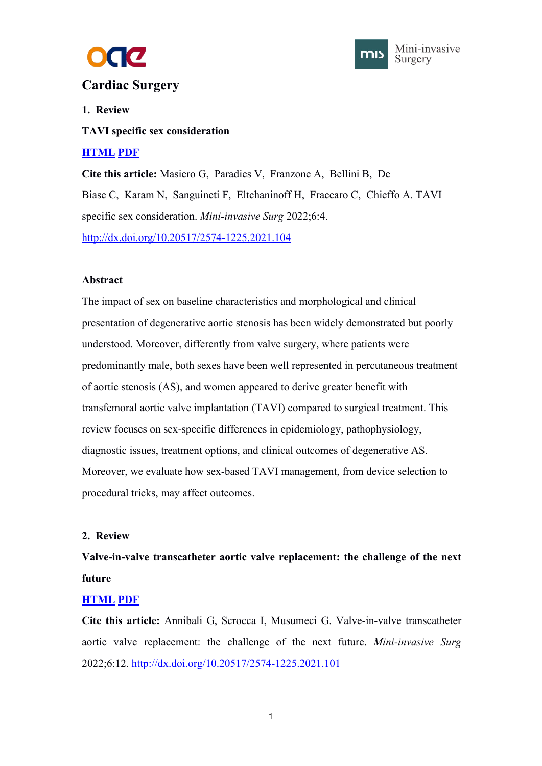# Cardiac Surgery

## 1. Review

**TAVI specific sex consideration**

[HTML](#) [PDF](#)

**Cite this article:** Masiero G, Paradies V, Franzone A, Bellini B, De Biase C, Karam N, Sanguineti F, Eltchaninoff H, Fraccaro C, Chieffo A. TAVI specific sex consideration. *Mini-invasive Surg* 2022;6:4. http://dx.doi.org/10.20517/2574-1225.2021.104

**Abstract**

The impact of sex on baseline characteristics and morphological and clinical presentation of degenerative aortic stenosis has been widely demonstrated but poorly understood. Moreover, differently from valve surgery, where patients were predominantly male, both sexes have been well represented in percutaneous treatment of aortic stenosis (AS), and women appeared to derive greater benefit with transfemoral aortic valve implantation (TAVI) compared to surgical treatment. This review focuses on sex-specific differences in epidemiology, pathophysiology, diagnostic issues, treatment options, and clinical outcomes of degenerative AS. Moreover, we evaluate how sex-based TAVI management, from device selection to procedural tricks, may affect outcomes.

## 2. Review

**Valve-in-valve transcatheter aortic valve replacement: the challenge of the next future**

[HTML](#) [PDF](#)

**Cite this article:** Annibali G, Scrocca I, Musumeci G. Valve-in-valve transcatheter aortic valve replacement: the challenge of the next future. *Mini-invasive Surg* 2022;6:12. http://dx.doi.org/10.20517/2574-1225.2021.101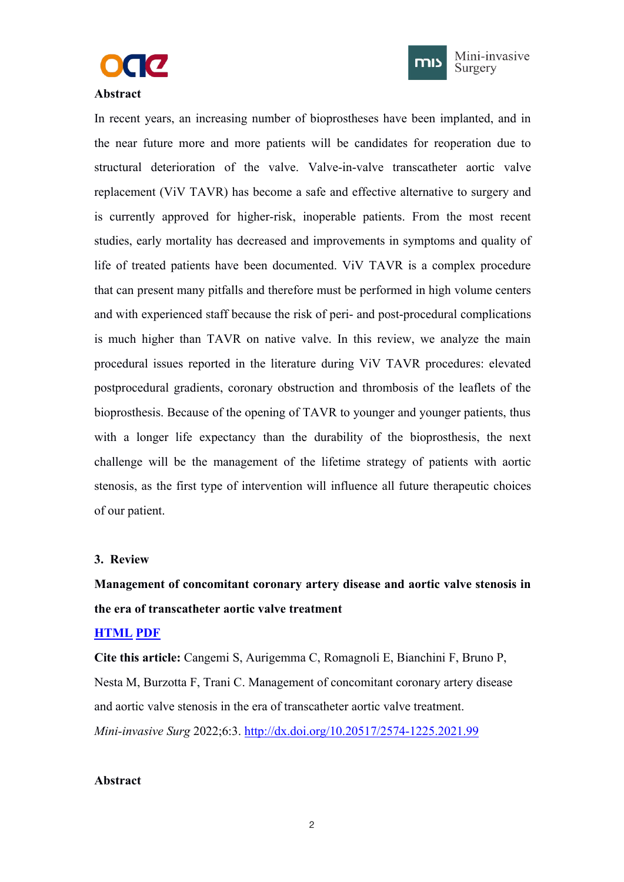**Abstract**

In recent years, an increasing number of bioprostheses have been implanted, and in the near future more and more patients will be candidates for reoperation due to structural deterioration of the valve. Valve-in-valve transcatheter aortic valve replacement (ViV TAVR) has become a safe and effective alternative to surgery and is currently approved for higher-risk, inoperable patients. From the most recent studies, early mortality has decreased and improvements in symptoms and quality of life of treated patients have been documented. ViV TAVR is a complex procedure that can present many pitfalls and therefore must be performed in high volume centers and with experienced staff because the risk of peri- and post-procedural complications is much higher than TAVR on native valve. In this review, we analyze the main procedural issues reported in the literature during ViV TAVR procedures: elevated postprocedural gradients, coronary obstruction and thrombosis of the leaflets of the bioprosthesis. Because of the opening of TAVR to younger and younger patients, thus with a longer life expectancy than the durability of the bioprosthesis, the next challenge will be the management of the lifetime strategy of patients with aortic stenosis, as the first type of intervention will influence all future therapeutic choices of our patient.

**3. Review**

**Management of concomitant coronary artery disease and aortic valve stenosis in the era of transcatheter aortic valve treatment**

[HTML](#) [PDF](#)

**Cite this article:** Cangemi S, Aurigemma C, Romagnoli E, Bianchini F, Bruno P, Nesta M, Burzotta F, Trani C. Management of concomitant coronary artery disease and aortic valve stenosis in the era of transcatheter aortic valve treatment. *Mini-invasive Surg* 2022;6:3. http://dx.doi.org/10.20517/2574-1225.2021.99

**Abstract**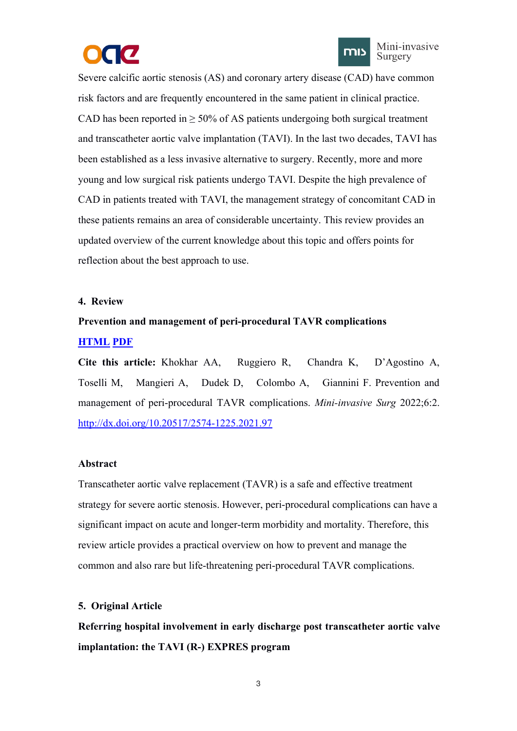Severe calcific aortic stenosis (AS) and coronary artery disease (CAD) have common risk factors and are frequently encountered in the same patient in clinical practice. CAD has been reported in ≥ 50% of AS patients undergoing both surgical treatment and transcatheter aortic valve implantation (TAVI). In the last two decades, TAVI has been established as a less invasive alternative to surgery. Recently, more and more young and low surgical risk patients undergo TAVI. Despite the high prevalence of CAD in patients treated with TAVI, the management strategy of concomitant CAD in these patients remains an area of considerable uncertainty. This review provides an updated overview of the current knowledge about this topic and offers points for reflection about the best approach to use.

**4. Review**

**Prevention and management of peri-procedural TAVR complications**

**HTML PDF**

**Cite this article:** Khokhar AA, Ruggiero R, Chandra K, D'Agostino A, Toselli M, Mangieri A, Dudek D, Colombo A, Giannini F. Prevention and management of peri-procedural TAVR complications. *Mini-invasive Surg* 2022;6:2. http://dx.doi.org/10.20517/2574-1225.2021.97

**Abstract**

Transcatheter aortic valve replacement (TAVR) is a safe and effective treatment strategy for severe aortic stenosis. However, peri-procedural complications can have a significant impact on acute and longer-term morbidity and mortality. Therefore, this review article provides a practical overview on how to prevent and manage the common and also rare but life-threatening peri-procedural TAVR complications.

**5. Original Article**

**Referring hospital involvement in early discharge post transcatheter aortic valve implantation: the TAVI (R-) EXPRES program**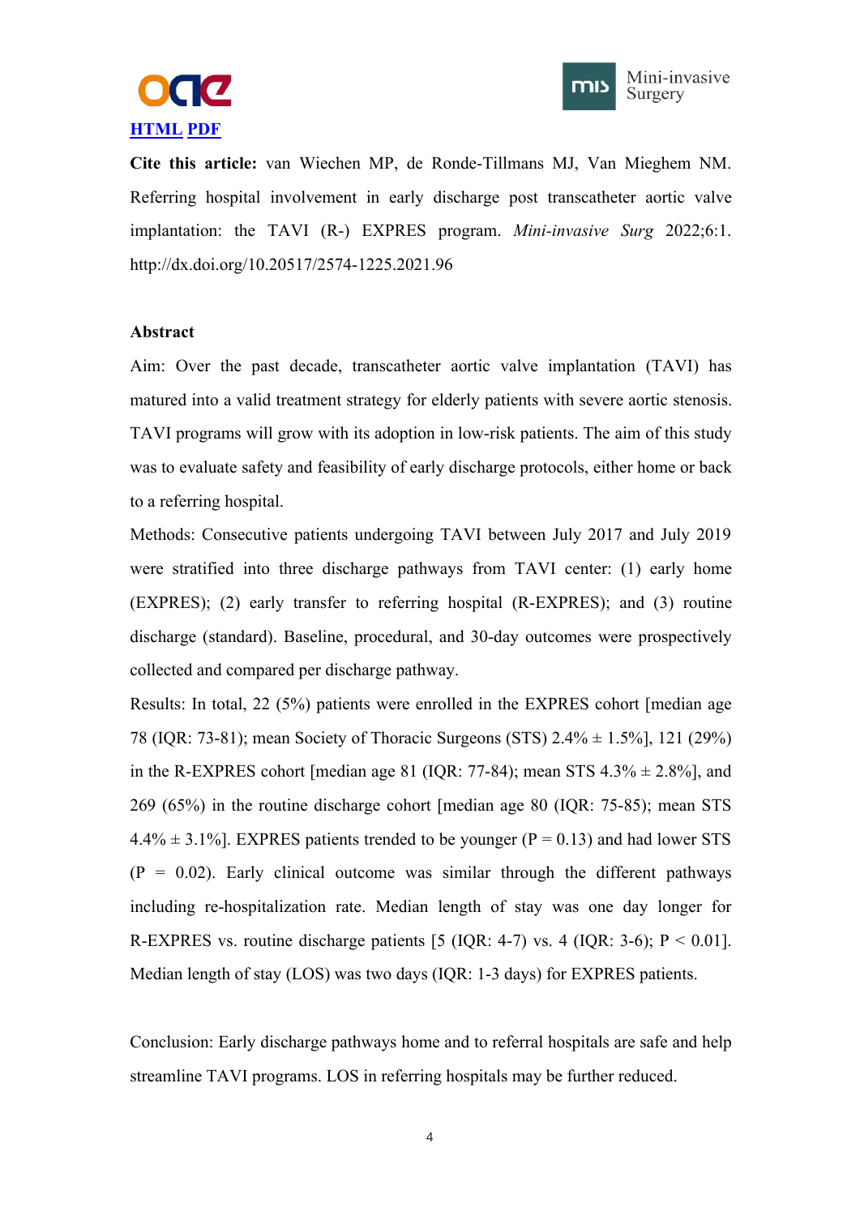**HTML** **PDF**

**Cite this article:** van Wiechen MP, de Ronde-Tillmans MJ, Van Mieghem NM. Referring hospital involvement in early discharge post transcatheter aortic valve implantation: the TAVI (R-) EXPRES program. *Mini-invasive Surg* 2022;6:1. http://dx.doi.org/10.20517/2574-1225.2021.96

**Abstract**

Aim: Over the past decade, transcatheter aortic valve implantation (TAVI) has matured into a valid treatment strategy for elderly patients with severe aortic stenosis. TAVI programs will grow with its adoption in low-risk patients. The aim of this study was to evaluate safety and feasibility of early discharge protocols, either home or back to a referring hospital.

Methods: Consecutive patients undergoing TAVI between July 2017 and July 2019 were stratified into three discharge pathways from TAVI center: (1) early home (EXPRES); (2) early transfer to referring hospital (R-EXPRES); and (3) routine discharge (standard). Baseline, procedural, and 30-day outcomes were prospectively collected and compared per discharge pathway.

Results: In total, 22 (5%) patients were enrolled in the EXPRES cohort [median age 78 (IQR: 73-81); mean Society of Thoracic Surgeons (STS) 2.4% ± 1.5%], 121 (29%) in the R-EXPRES cohort [median age 81 (IQR: 77-84); mean STS 4.3% ± 2.8%], and 269 (65%) in the routine discharge cohort [median age 80 (IQR: 75-85); mean STS 4.4% ± 3.1%]. EXPRES patients trended to be younger ($P = 0.13$) and had lower STS ($P = 0.02$). Early clinical outcome was similar through the different pathways including re-hospitalization rate. Median length of stay was one day longer for R-EXPRES vs. routine discharge patients [5 (IQR: 4-7) vs. 4 (IQR: 3-6); $P < 0.01$]. Median length of stay (LOS) was two days (IQR: 1-3 days) for EXPRES patients.

Conclusion: Early discharge pathways home and to referral hospitals are safe and help streamline TAVI programs. LOS in referring hospitals may be further reduced.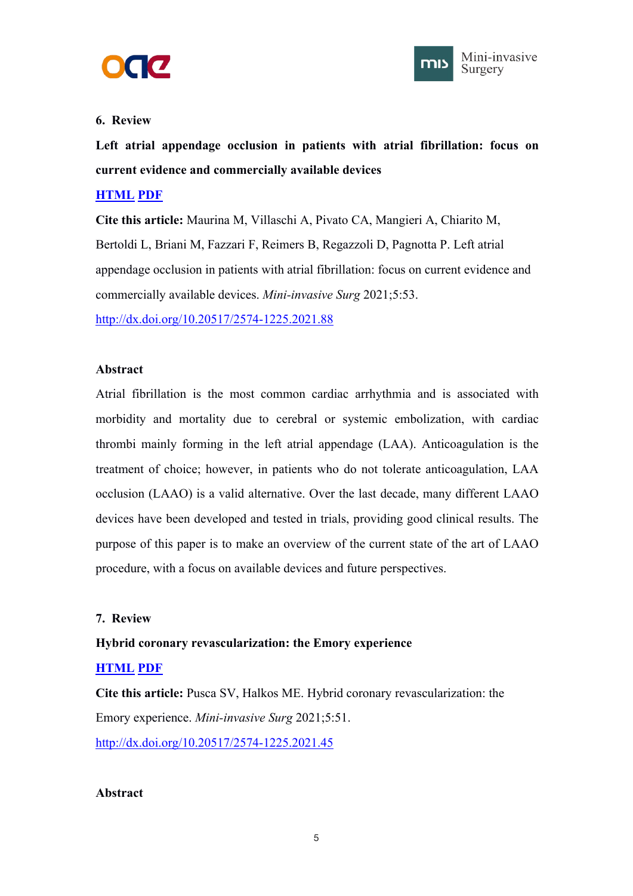**6. Review**

**Left atrial appendage occlusion in patients with atrial fibrillation: focus on current evidence and commercially available devices**

**HTML PDF**

**Cite this article:** Maurina M, Villaschi A, Pivato CA, Mangieri A, Chiarito M, Bertoldi L, Briani M, Fazzari F, Reimers B, Regazzoli D, Pagnotta P. Left atrial appendage occlusion in patients with atrial fibrillation: focus on current evidence and commercially available devices. *Mini-invasive Surg* 2021;5:53.

http://dx.doi.org/10.20517/2574-1225.2021.88

**Abstract**

Atrial fibrillation is the most common cardiac arrhythmia and is associated with morbidity and mortality due to cerebral or systemic embolization, with cardiac thrombi mainly forming in the left atrial appendage (LAA). Anticoagulation is the treatment of choice; however, in patients who do not tolerate anticoagulation, LAA occlusion (LAAO) is a valid alternative. Over the last decade, many different LAAO devices have been developed and tested in trials, providing good clinical results. The purpose of this paper is to make an overview of the current state of the art of LAAO procedure, with a focus on available devices and future perspectives.

**7. Review**

**Hybrid coronary revascularization: the Emory experience**

**HTML PDF**

**Cite this article:** Pusca SV, Halkos ME. Hybrid coronary revascularization: the Emory experience. *Mini-invasive Surg* 2021;5:51.

http://dx.doi.org/10.20517/2574-1225.2021.45

**Abstract**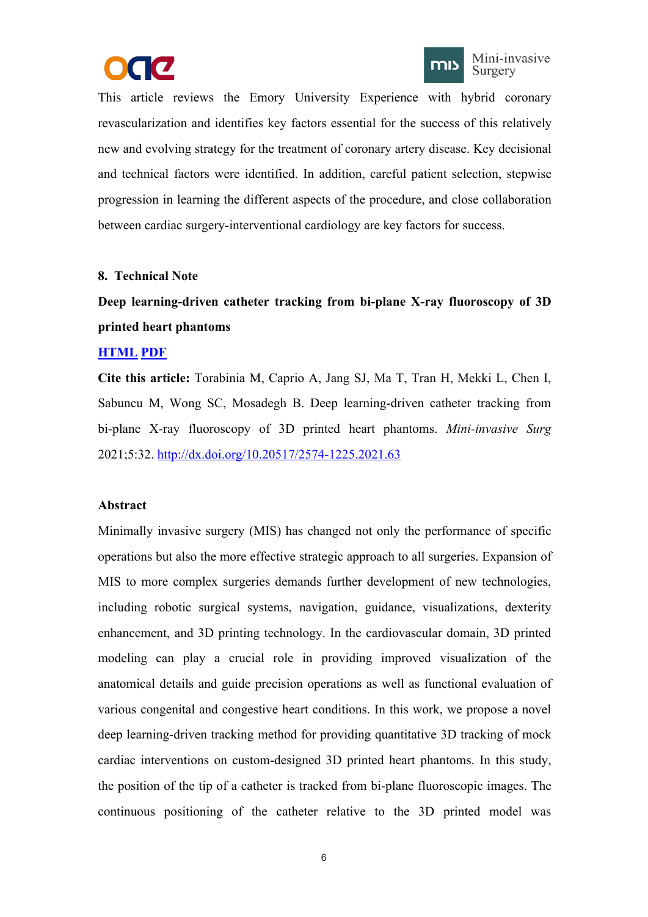This article reviews the Emory University Experience with hybrid coronary revascularization and identifies key factors essential for the success of this relatively new and evolving strategy for the treatment of coronary artery disease. Key decisional and technical factors were identified. In addition, careful patient selection, stepwise progression in learning the different aspects of the procedure, and close collaboration between cardiac surgery-interventional cardiology are key factors for success.

**8. Technical Note**

**Deep learning-driven catheter tracking from bi-plane X-ray fluoroscopy of 3D printed heart phantoms**

**HTML PDF**

**Cite this article:** Torabinia M, Caprio A, Jang SJ, Ma T, Tran H, Mekki L, Chen I, Sabuncu M, Wong SC, Mosadegh B. Deep learning-driven catheter tracking from bi-plane X-ray fluoroscopy of 3D printed heart phantoms. *Mini-invasive Surg* 2021;5:32. http://dx.doi.org/10.20517/2574-1225.2021.63

**Abstract**

Minimally invasive surgery (MIS) has changed not only the performance of specific operations but also the more effective strategic approach to all surgeries. Expansion of MIS to more complex surgeries demands further development of new technologies, including robotic surgical systems, navigation, guidance, visualizations, dexterity enhancement, and 3D printing technology. In the cardiovascular domain, 3D printed modeling can play a crucial role in providing improved visualization of the anatomical details and guide precision operations as well as functional evaluation of various congenital and congestive heart conditions. In this work, we propose a novel deep learning-driven tracking method for providing quantitative 3D tracking of mock cardiac interventions on custom-designed 3D printed heart phantoms. In this study, the position of the tip of a catheter is tracked from bi-plane fluoroscopic images. The continuous positioning of the catheter relative to the 3D printed model was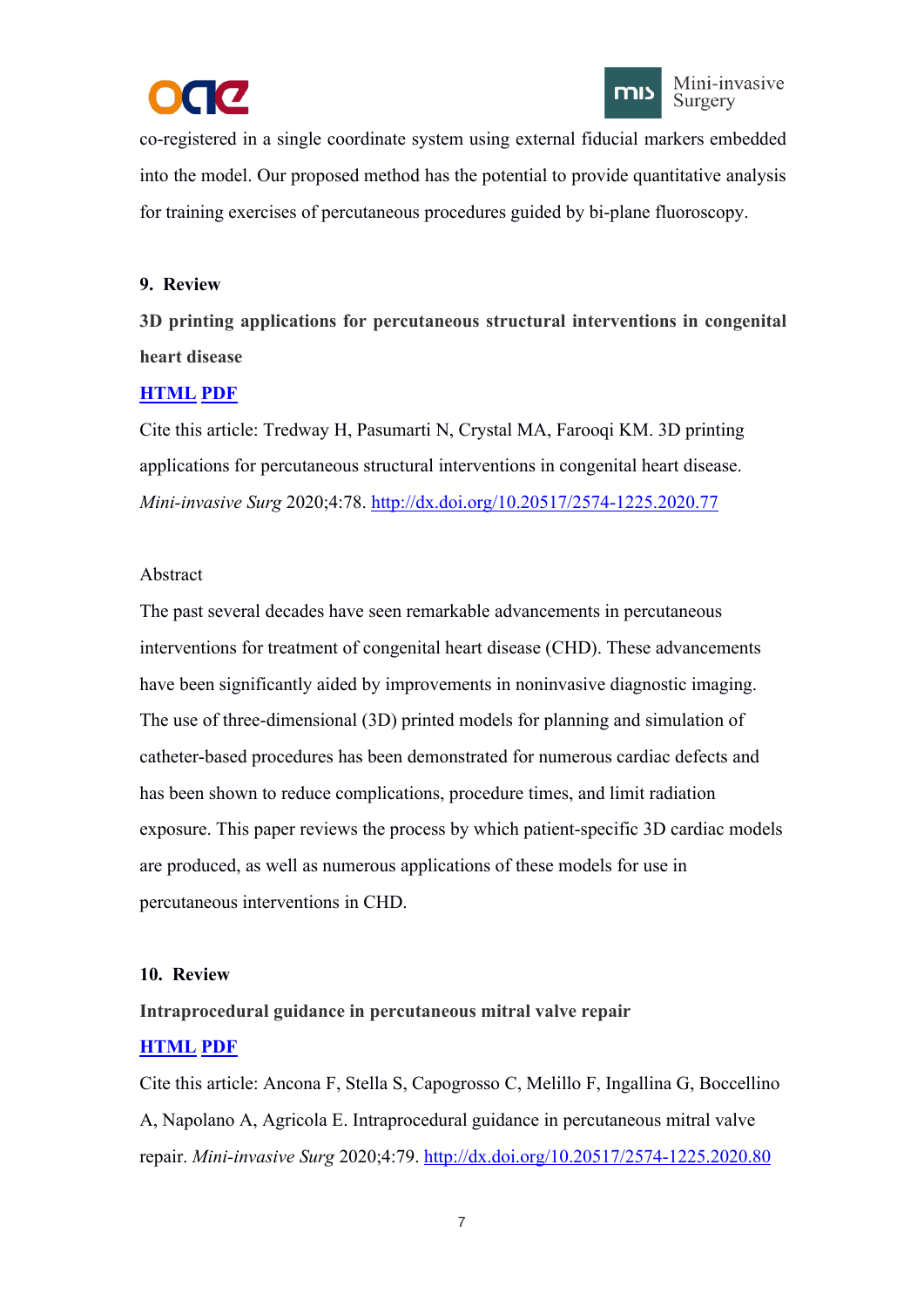co-registered in a single coordinate system using external fiducial markers embedded into the model. Our proposed method has the potential to provide quantitative analysis for training exercises of percutaneous procedures guided by bi-plane fluoroscopy.

**9. Review**

**3D printing applications for percutaneous structural interventions in congenital heart disease**

[HTML](#) [PDF](#)

Cite this article: Tredway H, Pasumarti N, Crystal MA, Farooqi KM. 3D printing applications for percutaneous structural interventions in congenital heart disease. *Mini-invasive Surg* 2020;4:78. http://dx.doi.org/10.20517/2574-1225.2020.77

Abstract

The past several decades have seen remarkable advancements in percutaneous interventions for treatment of congenital heart disease (CHD). These advancements have been significantly aided by improvements in noninvasive diagnostic imaging. The use of three-dimensional (3D) printed models for planning and simulation of catheter-based procedures has been demonstrated for numerous cardiac defects and has been shown to reduce complications, procedure times, and limit radiation exposure. This paper reviews the process by which patient-specific 3D cardiac models are produced, as well as numerous applications of these models for use in percutaneous interventions in CHD.

**10. Review**

**Intraprocedural guidance in percutaneous mitral valve repair**

[HTML](#) [PDF](#)

Cite this article: Ancona F, Stella S, Capogrosso C, Melillo F, Ingallina G, Boccellino A, Napolano A, Agricola E. Intraprocedural guidance in percutaneous mitral valve repair. *Mini-invasive Surg* 2020;4:79. http://dx.doi.org/10.20517/2574-1225.2020.80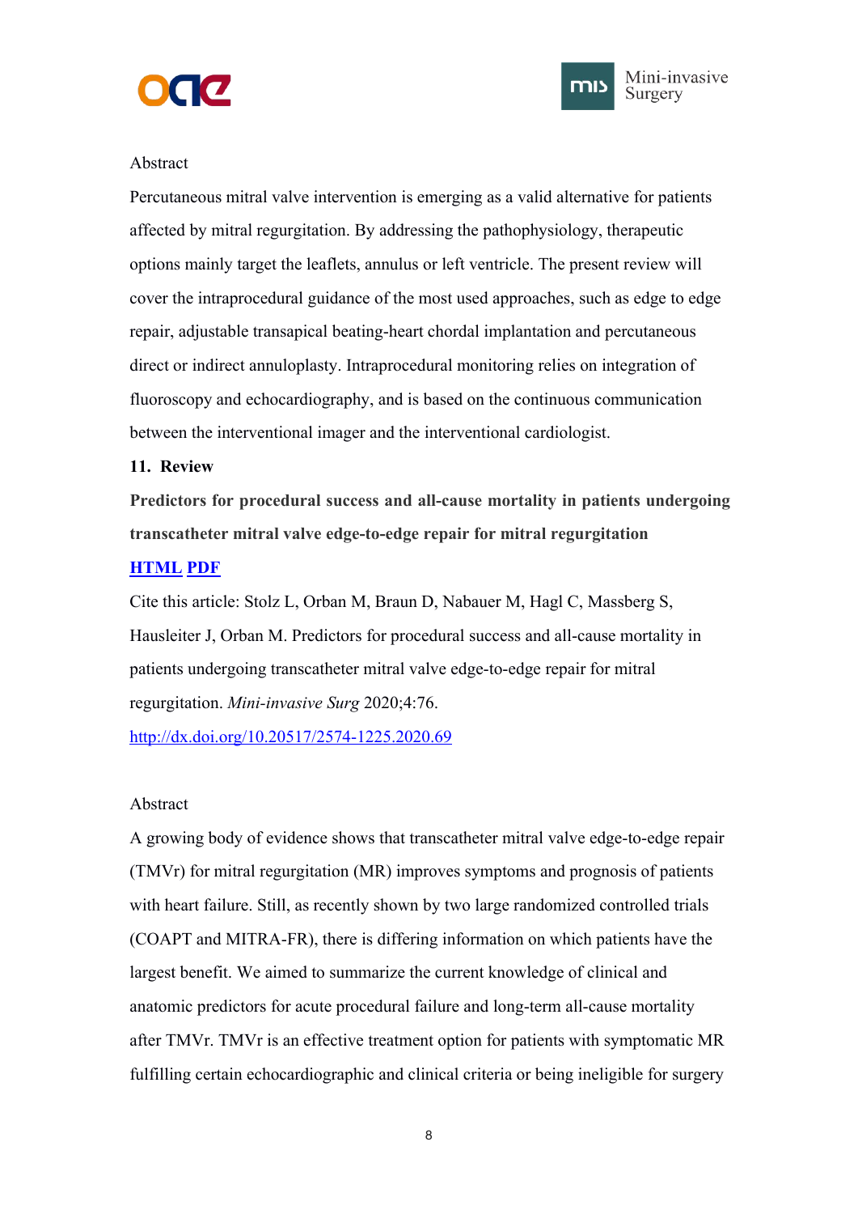Abstract

Percutaneous mitral valve intervention is emerging as a valid alternative for patients affected by mitral regurgitation. By addressing the pathophysiology, therapeutic options mainly target the leaflets, annulus or left ventricle. The present review will cover the intraprocedural guidance of the most used approaches, such as edge to edge repair, adjustable transapical beating-heart chordal implantation and percutaneous direct or indirect annuloplasty. Intraprocedural monitoring relies on integration of fluoroscopy and echocardiography, and is based on the continuous communication between the interventional imager and the interventional cardiologist.

**11. Review**

**Predictors for procedural success and all-cause mortality in patients undergoing transcatheter mitral valve edge-to-edge repair for mitral regurgitation**

**HTML** **PDF**

Cite this article: Stolz L, Orban M, Braun D, Nabauer M, Hagl C, Massberg S, Hausleiter J, Orban M. Predictors for procedural success and all-cause mortality in patients undergoing transcatheter mitral valve edge-to-edge repair for mitral regurgitation. *Mini-invasive Surg* 2020;4:76.

http://dx.doi.org/10.20517/2574-1225.2020.69

Abstract

A growing body of evidence shows that transcatheter mitral valve edge-to-edge repair (TMVr) for mitral regurgitation (MR) improves symptoms and prognosis of patients with heart failure. Still, as recently shown by two large randomized controlled trials (COAPT and MITRA-FR), there is differing information on which patients have the largest benefit. We aimed to summarize the current knowledge of clinical and anatomic predictors for acute procedural failure and long-term all-cause mortality after TMVr. TMVr is an effective treatment option for patients with symptomatic MR fulfilling certain echocardiographic and clinical criteria or being ineligible for surgery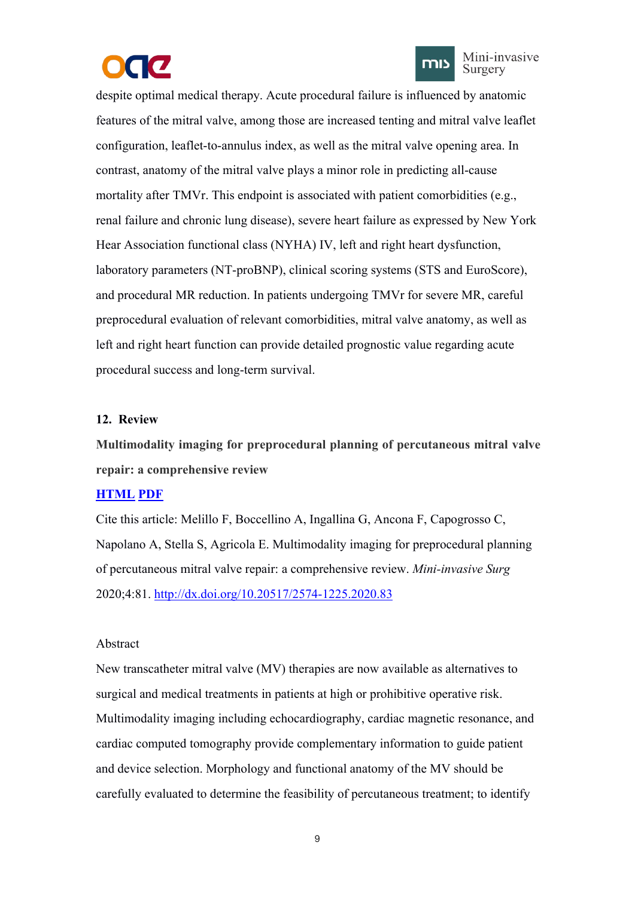despite optimal medical therapy. Acute procedural failure is influenced by anatomic features of the mitral valve, among those are increased tenting and mitral valve leaflet configuration, leaflet-to-annulus index, as well as the mitral valve opening area. In contrast, anatomy of the mitral valve plays a minor role in predicting all-cause mortality after TMVr. This endpoint is associated with patient comorbidities (e.g., renal failure and chronic lung disease), severe heart failure as expressed by New York Hear Association functional class (NYHA) IV, left and right heart dysfunction, laboratory parameters (NT-proBNP), clinical scoring systems (STS and EuroScore), and procedural MR reduction. In patients undergoing TMVr for severe MR, careful preprocedural evaluation of relevant comorbidities, mitral valve anatomy, as well as left and right heart function can provide detailed prognostic value regarding acute procedural success and long-term survival.

**12. Review**

**Multimodality imaging for preprocedural planning of percutaneous mitral valve repair: a comprehensive review**

**HTML PDF**

Cite this article: Melillo F, Boccellino A, Ingallina G, Ancona F, Capogrosso C, Napolano A, Stella S, Agricola E. Multimodality imaging for preprocedural planning of percutaneous mitral valve repair: a comprehensive review. *Mini-invasive Surg* 2020;4:81. http://dx.doi.org/10.20517/2574-1225.2020.83

Abstract

New transcatheter mitral valve (MV) therapies are now available as alternatives to surgical and medical treatments in patients at high or prohibitive operative risk. Multimodality imaging including echocardiography, cardiac magnetic resonance, and cardiac computed tomography provide complementary information to guide patient and device selection. Morphology and functional anatomy of the MV should be carefully evaluated to determine the feasibility of percutaneous treatment; to identify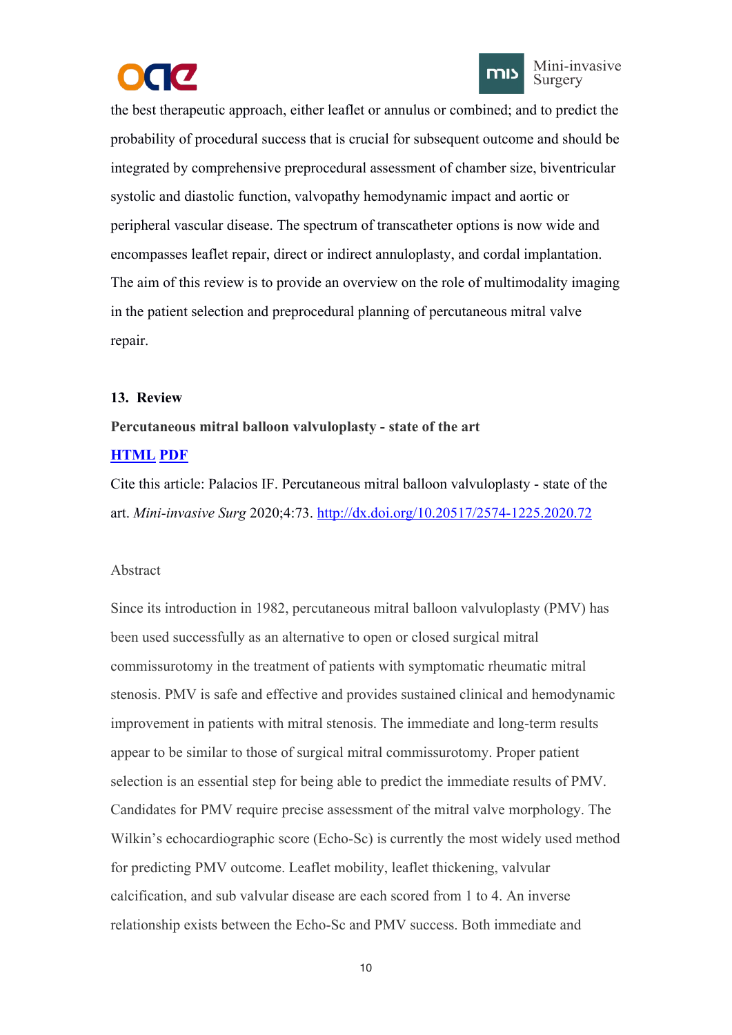the best therapeutic approach, either leaflet or annulus or combined; and to predict the probability of procedural success that is crucial for subsequent outcome and should be integrated by comprehensive preprocedural assessment of chamber size, biventricular systolic and diastolic function, valvopathy hemodynamic impact and aortic or peripheral vascular disease. The spectrum of transcatheter options is now wide and encompasses leaflet repair, direct or indirect annuloplasty, and cordal implantation. The aim of this review is to provide an overview on the role of multimodality imaging in the patient selection and preprocedural planning of percutaneous mitral valve repair.

**13. Review**

**Percutaneous mitral balloon valvuloplasty - state of the art**

**HTML PDF**

Cite this article: Palacios IF. Percutaneous mitral balloon valvuloplasty - state of the art. *Mini-invasive Surg* 2020;4:73. http://dx.doi.org/10.20517/2574-1225.2020.72

Abstract

Since its introduction in 1982, percutaneous mitral balloon valvuloplasty (PMV) has been used successfully as an alternative to open or closed surgical mitral commissurotomy in the treatment of patients with symptomatic rheumatic mitral stenosis. PMV is safe and effective and provides sustained clinical and hemodynamic improvement in patients with mitral stenosis. The immediate and long-term results appear to be similar to those of surgical mitral commissurotomy. Proper patient selection is an essential step for being able to predict the immediate results of PMV. Candidates for PMV require precise assessment of the mitral valve morphology. The Wilkin's echocardiographic score (Echo-Sc) is currently the most widely used method for predicting PMV outcome. Leaflet mobility, leaflet thickening, valvular calcification, and sub valvular disease are each scored from 1 to 4. An inverse relationship exists between the Echo-Sc and PMV success. Both immediate and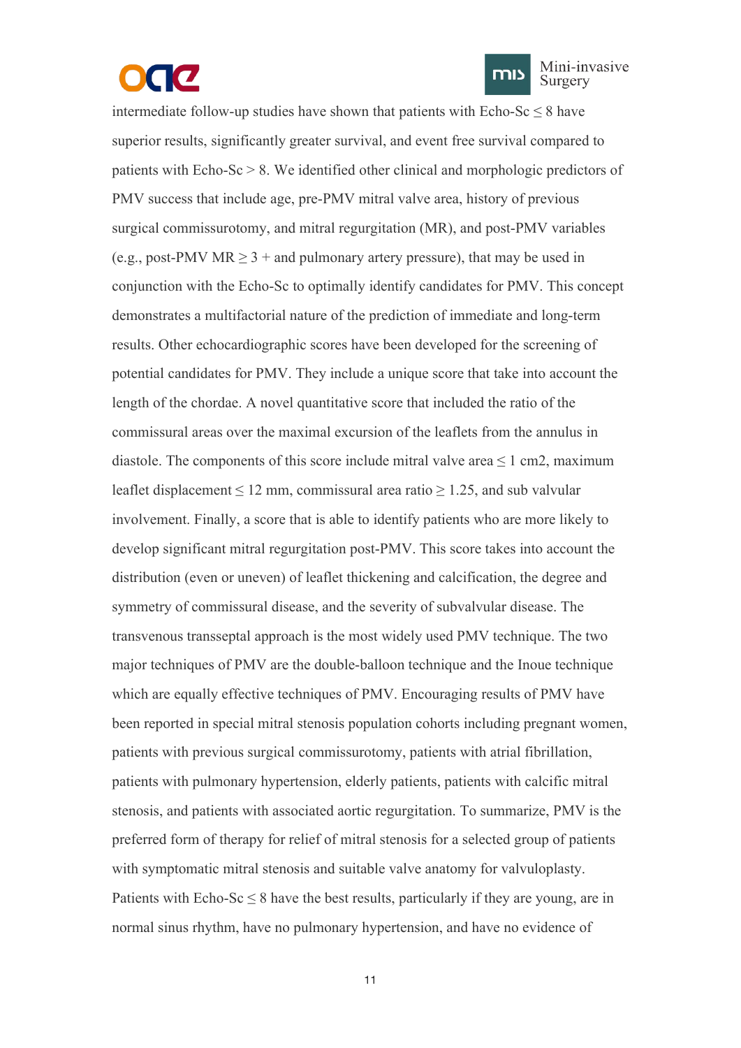intermediate follow-up studies have shown that patients with Echo-Sc ≤ 8 have superior results, significantly greater survival, and event free survival compared to patients with Echo-Sc > 8. We identified other clinical and morphologic predictors of PMV success that include age, pre-PMV mitral valve area, history of previous surgical commissurotomy, and mitral regurgitation (MR), and post-PMV variables (e.g., post-PMV MR ≥ 3 + and pulmonary artery pressure), that may be used in conjunction with the Echo-Sc to optimally identify candidates for PMV. This concept demonstrates a multifactorial nature of the prediction of immediate and long-term results. Other echocardiographic scores have been developed for the screening of potential candidates for PMV. They include a unique score that take into account the length of the chordae. A novel quantitative score that included the ratio of the commissural areas over the maximal excursion of the leaflets from the annulus in diastole. The components of this score include mitral valve area ≤ 1 cm2, maximum leaflet displacement ≤ 12 mm, commissural area ratio ≥ 1.25, and sub valvular involvement. Finally, a score that is able to identify patients who are more likely to develop significant mitral regurgitation post-PMV. This score takes into account the distribution (even or uneven) of leaflet thickening and calcification, the degree and symmetry of commissural disease, and the severity of subvalvular disease. The transvenous transseptal approach is the most widely used PMV technique. The two major techniques of PMV are the double-balloon technique and the Inoue technique which are equally effective techniques of PMV. Encouraging results of PMV have been reported in special mitral stenosis population cohorts including pregnant women, patients with previous surgical commissurotomy, patients with atrial fibrillation, patients with pulmonary hypertension, elderly patients, patients with calcific mitral stenosis, and patients with associated aortic regurgitation. To summarize, PMV is the preferred form of therapy for relief of mitral stenosis for a selected group of patients with symptomatic mitral stenosis and suitable valve anatomy for valvuloplasty. Patients with Echo-Sc ≤ 8 have the best results, particularly if they are young, are in normal sinus rhythm, have no pulmonary hypertension, and have no evidence of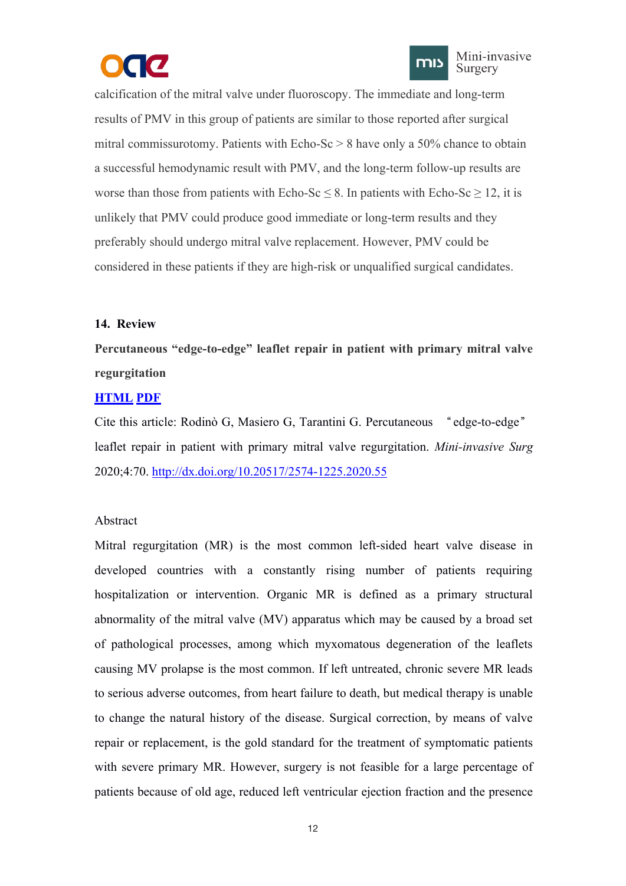calcification of the mitral valve under fluoroscopy. The immediate and long-term results of PMV in this group of patients are similar to those reported after surgical mitral commissurotomy. Patients with Echo-Sc > 8 have only a 50% chance to obtain a successful hemodynamic result with PMV, and the long-term follow-up results are worse than those from patients with Echo-Sc ≤ 8. In patients with Echo-Sc ≥ 12, it is unlikely that PMV could produce good immediate or long-term results and they preferably should undergo mitral valve replacement. However, PMV could be considered in these patients if they are high-risk or unqualified surgical candidates.

**14. Review**

**Percutaneous "edge-to-edge" leaflet repair in patient with primary mitral valve regurgitation**

**HTML PDF**

Cite this article: Rodinò G, Masiero G, Tarantini G. Percutaneous "edge-to-edge" leaflet repair in patient with primary mitral valve regurgitation. *Mini-invasive Surg* 2020;4:70. http://dx.doi.org/10.20517/2574-1225.2020.55

Abstract

Mitral regurgitation (MR) is the most common left-sided heart valve disease in developed countries with a constantly rising number of patients requiring hospitalization or intervention. Organic MR is defined as a primary structural abnormality of the mitral valve (MV) apparatus which may be caused by a broad set of pathological processes, among which myxomatous degeneration of the leaflets causing MV prolapse is the most common. If left untreated, chronic severe MR leads to serious adverse outcomes, from heart failure to death, but medical therapy is unable to change the natural history of the disease. Surgical correction, by means of valve repair or replacement, is the gold standard for the treatment of symptomatic patients with severe primary MR. However, surgery is not feasible for a large percentage of patients because of old age, reduced left ventricular ejection fraction and the presence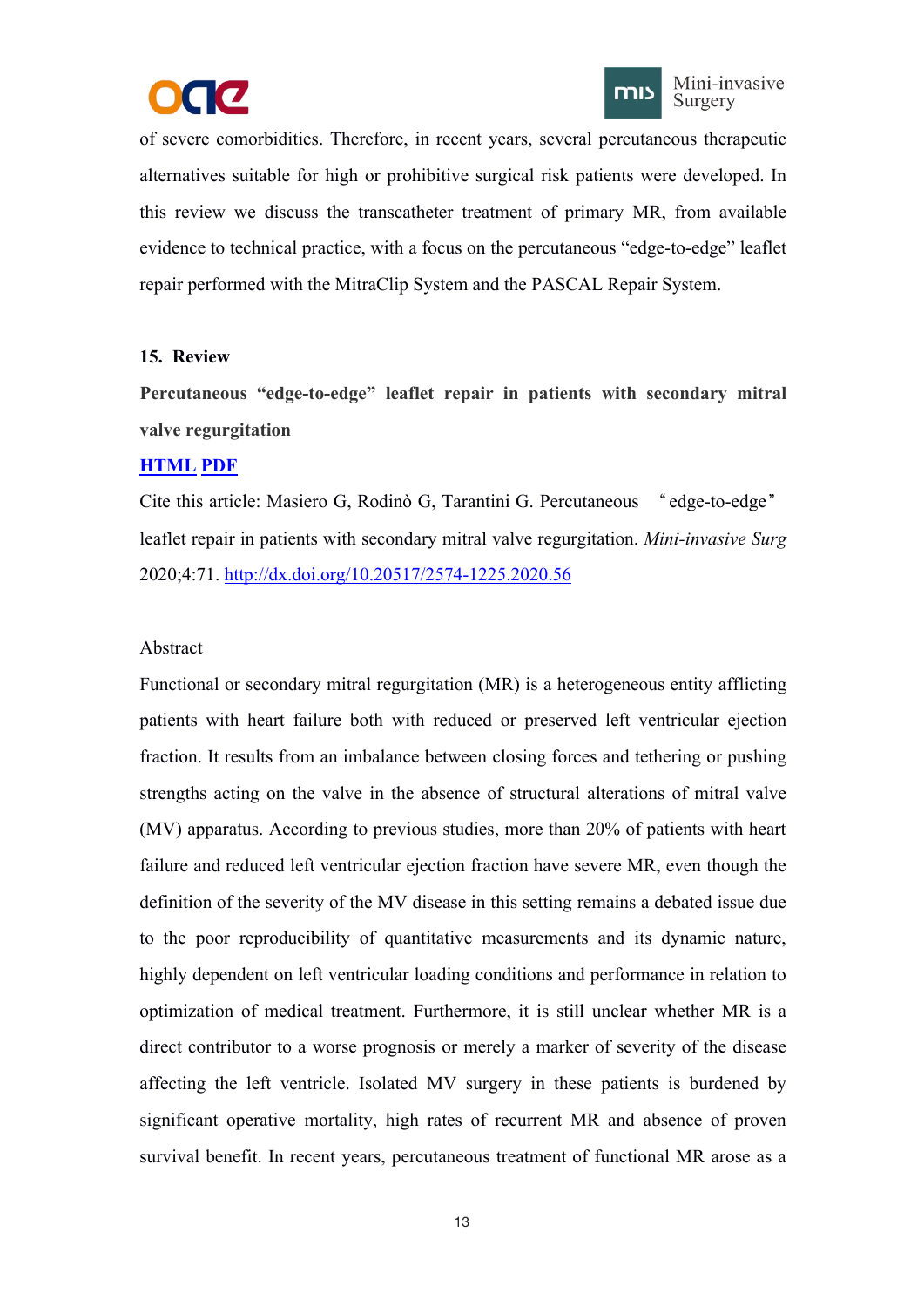of severe comorbidities. Therefore, in recent years, several percutaneous therapeutic alternatives suitable for high or prohibitive surgical risk patients were developed. In this review we discuss the transcatheter treatment of primary MR, from available evidence to technical practice, with a focus on the percutaneous "edge-to-edge" leaflet repair performed with the MitraClip System and the PASCAL Repair System.

**15. Review**

**Percutaneous "edge-to-edge" leaflet repair in patients with secondary mitral valve regurgitation**

**HTML PDF**

Cite this article: Masiero G, Rodinò G, Tarantini G. Percutaneous "edge-to-edge" leaflet repair in patients with secondary mitral valve regurgitation. *Mini-invasive Surg* 2020;4:71. http://dx.doi.org/10.20517/2574-1225.2020.56

Abstract

Functional or secondary mitral regurgitation (MR) is a heterogeneous entity afflicting patients with heart failure both with reduced or preserved left ventricular ejection fraction. It results from an imbalance between closing forces and tethering or pushing strengths acting on the valve in the absence of structural alterations of mitral valve (MV) apparatus. According to previous studies, more than 20% of patients with heart failure and reduced left ventricular ejection fraction have severe MR, even though the definition of the severity of the MV disease in this setting remains a debated issue due to the poor reproducibility of quantitative measurements and its dynamic nature, highly dependent on left ventricular loading conditions and performance in relation to optimization of medical treatment. Furthermore, it is still unclear whether MR is a direct contributor to a worse prognosis or merely a marker of severity of the disease affecting the left ventricle. Isolated MV surgery in these patients is burdened by significant operative mortality, high rates of recurrent MR and absence of proven survival benefit. In recent years, percutaneous treatment of functional MR arose as a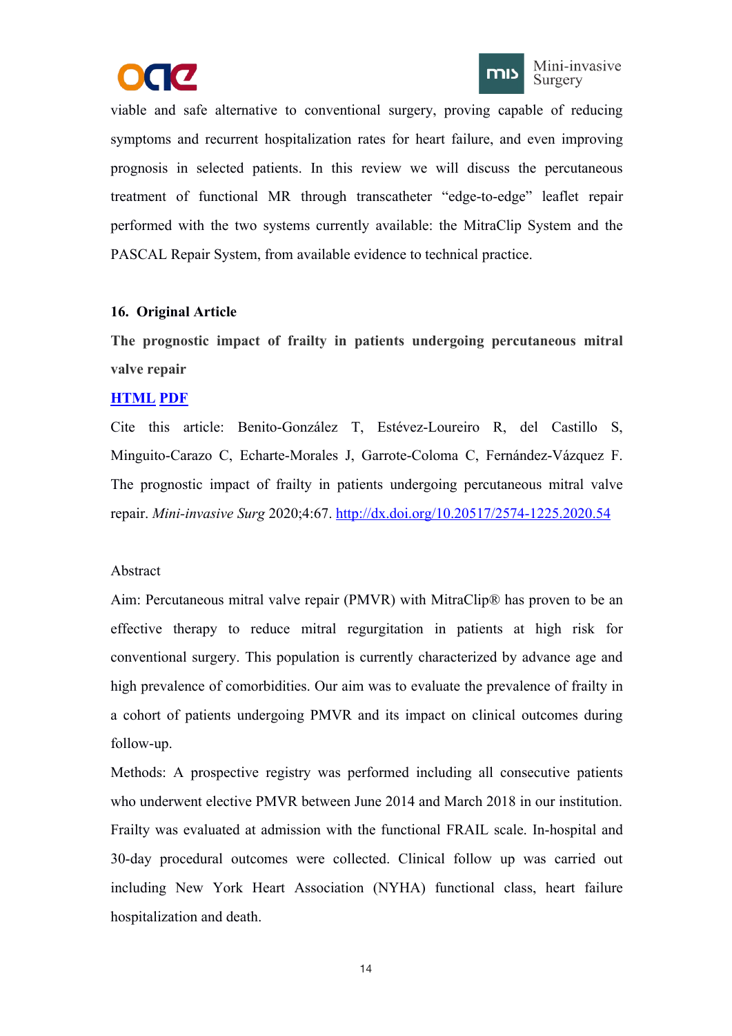viable and safe alternative to conventional surgery, proving capable of reducing symptoms and recurrent hospitalization rates for heart failure, and even improving prognosis in selected patients. In this review we will discuss the percutaneous treatment of functional MR through transcatheter "edge-to-edge" leaflet repair performed with the two systems currently available: the MitraClip System and the PASCAL Repair System, from available evidence to technical practice.

**16. Original Article**

**The prognostic impact of frailty in patients undergoing percutaneous mitral valve repair**

**HTML** **PDF**

Cite this article: Benito-González T, Estévez-Loureiro R, del Castillo S, Minguito-Carazo C, Echarte-Morales J, Garrote-Coloma C, Fernández-Vázquez F. The prognostic impact of frailty in patients undergoing percutaneous mitral valve repair. *Mini-invasive Surg* 2020;4:67. http://dx.doi.org/10.20517/2574-1225.2020.54

Abstract

Aim: Percutaneous mitral valve repair (PMVR) with MitraClip® has proven to be an effective therapy to reduce mitral regurgitation in patients at high risk for conventional surgery. This population is currently characterized by advance age and high prevalence of comorbidities. Our aim was to evaluate the prevalence of frailty in a cohort of patients undergoing PMVR and its impact on clinical outcomes during follow-up.

Methods: A prospective registry was performed including all consecutive patients who underwent elective PMVR between June 2014 and March 2018 in our institution. Frailty was evaluated at admission with the functional FRAIL scale. In-hospital and 30-day procedural outcomes were collected. Clinical follow up was carried out including New York Heart Association (NYHA) functional class, heart failure hospitalization and death.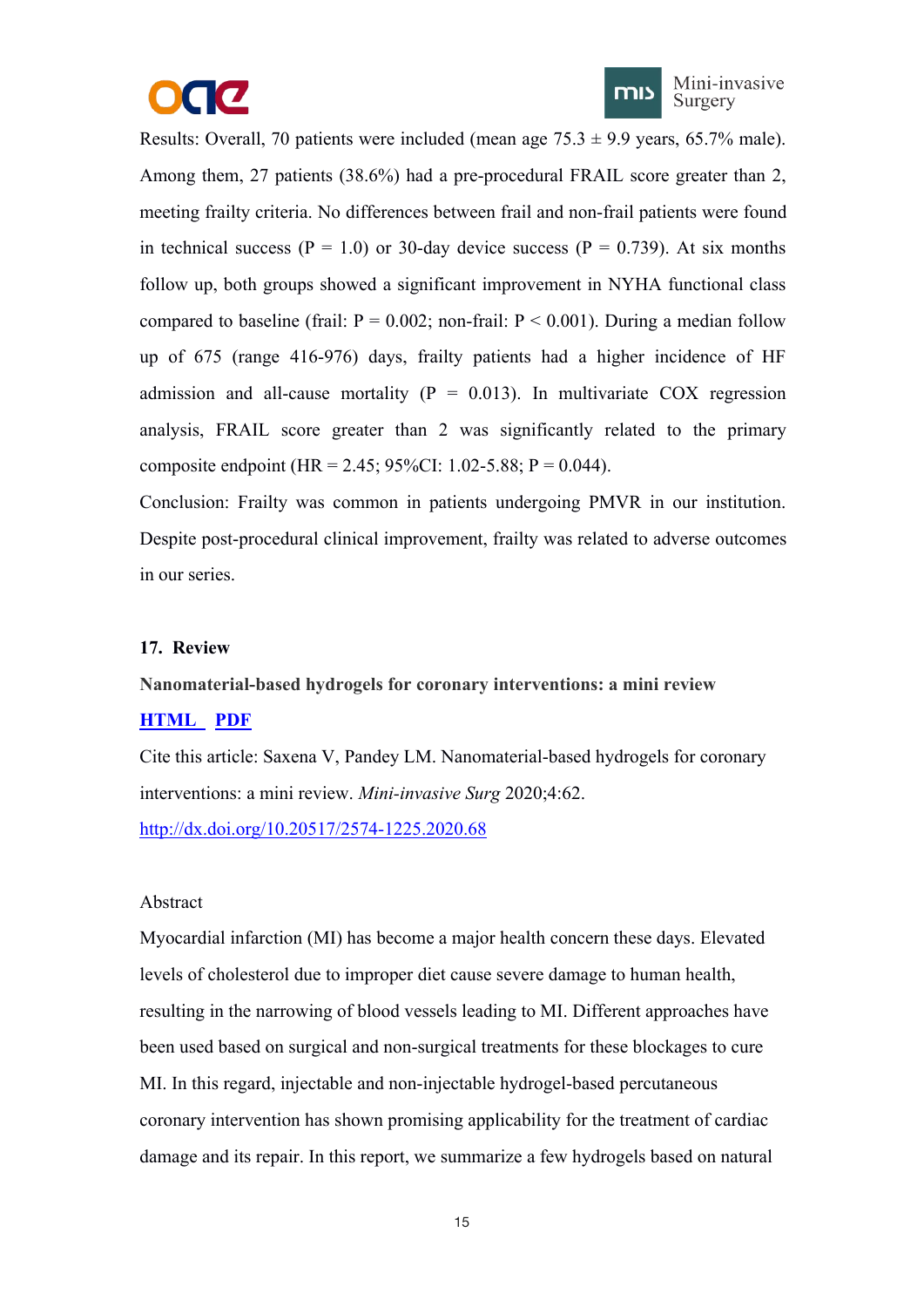Results: Overall, 70 patients were included (mean age 75.3 ± 9.9 years, 65.7% male). Among them, 27 patients (38.6%) had a pre-procedural FRAIL score greater than 2, meeting frailty criteria. No differences between frail and non-frail patients were found in technical success ($P = 1.0$) or 30-day device success ($P = 0.739$). At six months follow up, both groups showed a significant improvement in NYHA functional class compared to baseline (frail: $P = 0.002$; non-frail: $P < 0.001$). During a median follow up of 675 (range 416-976) days, frailty patients had a higher incidence of HF admission and all-cause mortality ($P = 0.013$). In multivariate COX regression analysis, FRAIL score greater than 2 was significantly related to the primary composite endpoint (HR = 2.45; 95%CI: 1.02-5.88; $P = 0.044$).

Conclusion: Frailty was common in patients undergoing PMVR in our institution. Despite post-procedural clinical improvement, frailty was related to adverse outcomes in our series.

**17. Review**

**Nanomaterial-based hydrogels for coronary interventions: a mini review**

**HTML PDF**

Cite this article: Saxena V, Pandey LM. Nanomaterial-based hydrogels for coronary interventions: a mini review. *Mini-invasive Surg* 2020;4:62.

http://dx.doi.org/10.20517/2574-1225.2020.68

Abstract

Myocardial infarction (MI) has become a major health concern these days. Elevated levels of cholesterol due to improper diet cause severe damage to human health, resulting in the narrowing of blood vessels leading to MI. Different approaches have been used based on surgical and non-surgical treatments for these blockages to cure MI. In this regard, injectable and non-injectable hydrogel-based percutaneous coronary intervention has shown promising applicability for the treatment of cardiac damage and its repair. In this report, we summarize a few hydrogels based on natural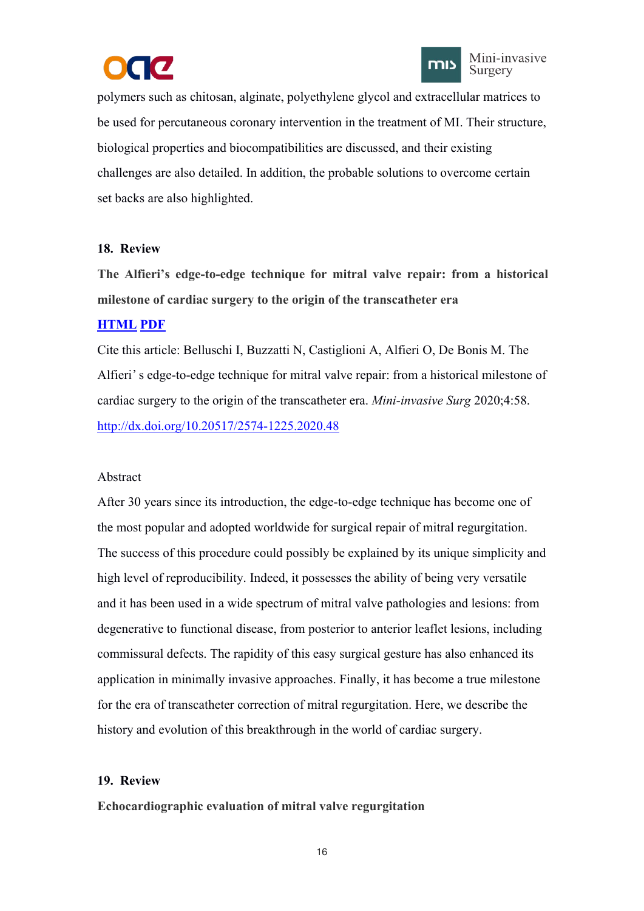polymers such as chitosan, alginate, polyethylene glycol and extracellular matrices to be used for percutaneous coronary intervention in the treatment of MI. Their structure, biological properties and biocompatibilities are discussed, and their existing challenges are also detailed. In addition, the probable solutions to overcome certain set backs are also highlighted.

**18. Review**

**The Alfieri's edge-to-edge technique for mitral valve repair: from a historical milestone of cardiac surgery to the origin of the transcatheter era**

[**HTML**]() [**PDF**]()

Cite this article: Belluschi I, Buzzatti N, Castiglioni A, Alfieri O, De Bonis M. The Alfieri' s edge-to-edge technique for mitral valve repair: from a historical milestone of cardiac surgery to the origin of the transcatheter era. *Mini-invasive Surg* 2020;4:58. [http://dx.doi.org/10.20517/2574-1225.2020.48](http://dx.doi.org/10.20517/2574-1225.2020.48)

Abstract

After 30 years since its introduction, the edge-to-edge technique has become one of the most popular and adopted worldwide for surgical repair of mitral regurgitation. The success of this procedure could possibly be explained by its unique simplicity and high level of reproducibility. Indeed, it possesses the ability of being very versatile and it has been used in a wide spectrum of mitral valve pathologies and lesions: from degenerative to functional disease, from posterior to anterior leaflet lesions, including commissural defects. The rapidity of this easy surgical gesture has also enhanced its application in minimally invasive approaches. Finally, it has become a true milestone for the era of transcatheter correction of mitral regurgitation. Here, we describe the history and evolution of this breakthrough in the world of cardiac surgery.

**19. Review**

**Echocardiographic evaluation of mitral valve regurgitation**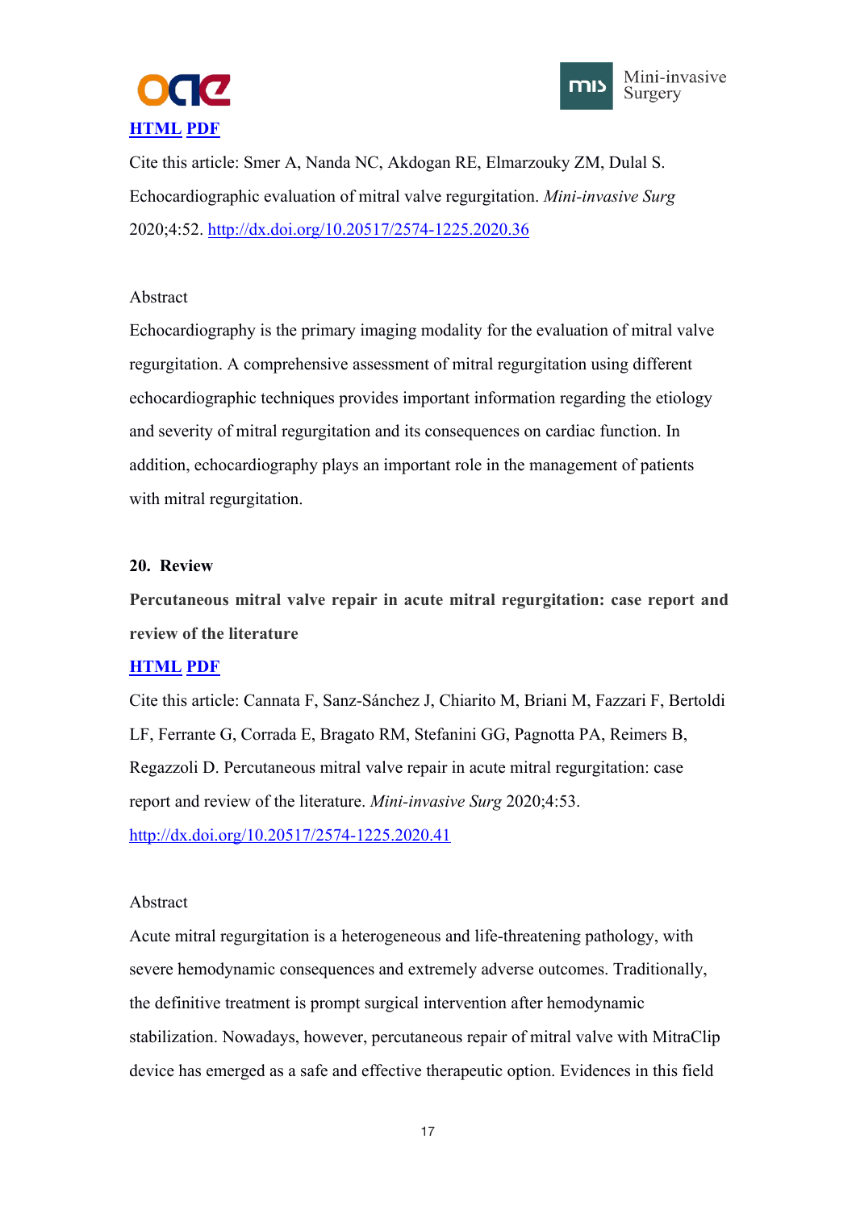[HTML](#) [PDF](#)

Cite this article: Smer A, Nanda NC, Akdogan RE, Elmarzouky ZM, Dulal S. Echocardiographic evaluation of mitral valve regurgitation. *Mini-invasive Surg* 2020;4:52. http://dx.doi.org/10.20517/2574-1225.2020.36

Abstract

Echocardiography is the primary imaging modality for the evaluation of mitral valve regurgitation. A comprehensive assessment of mitral regurgitation using different echocardiographic techniques provides important information regarding the etiology and severity of mitral regurgitation and its consequences on cardiac function. In addition, echocardiography plays an important role in the management of patients with mitral regurgitation.

**20. Review**

**Percutaneous mitral valve repair in acute mitral regurgitation: case report and review of the literature**

[HTML](#) [PDF](#)

Cite this article: Cannata F, Sanz-Sánchez J, Chiarito M, Briani M, Fazzari F, Bertoldi LF, Ferrante G, Corrada E, Bragato RM, Stefanini GG, Pagnotta PA, Reimers B, Regazzoli D. Percutaneous mitral valve repair in acute mitral regurgitation: case report and review of the literature. *Mini-invasive Surg* 2020;4:53. http://dx.doi.org/10.20517/2574-1225.2020.41

Abstract

Acute mitral regurgitation is a heterogeneous and life-threatening pathology, with severe hemodynamic consequences and extremely adverse outcomes. Traditionally, the definitive treatment is prompt surgical intervention after hemodynamic stabilization. Nowadays, however, percutaneous repair of mitral valve with MitraClip device has emerged as a safe and effective therapeutic option. Evidences in this field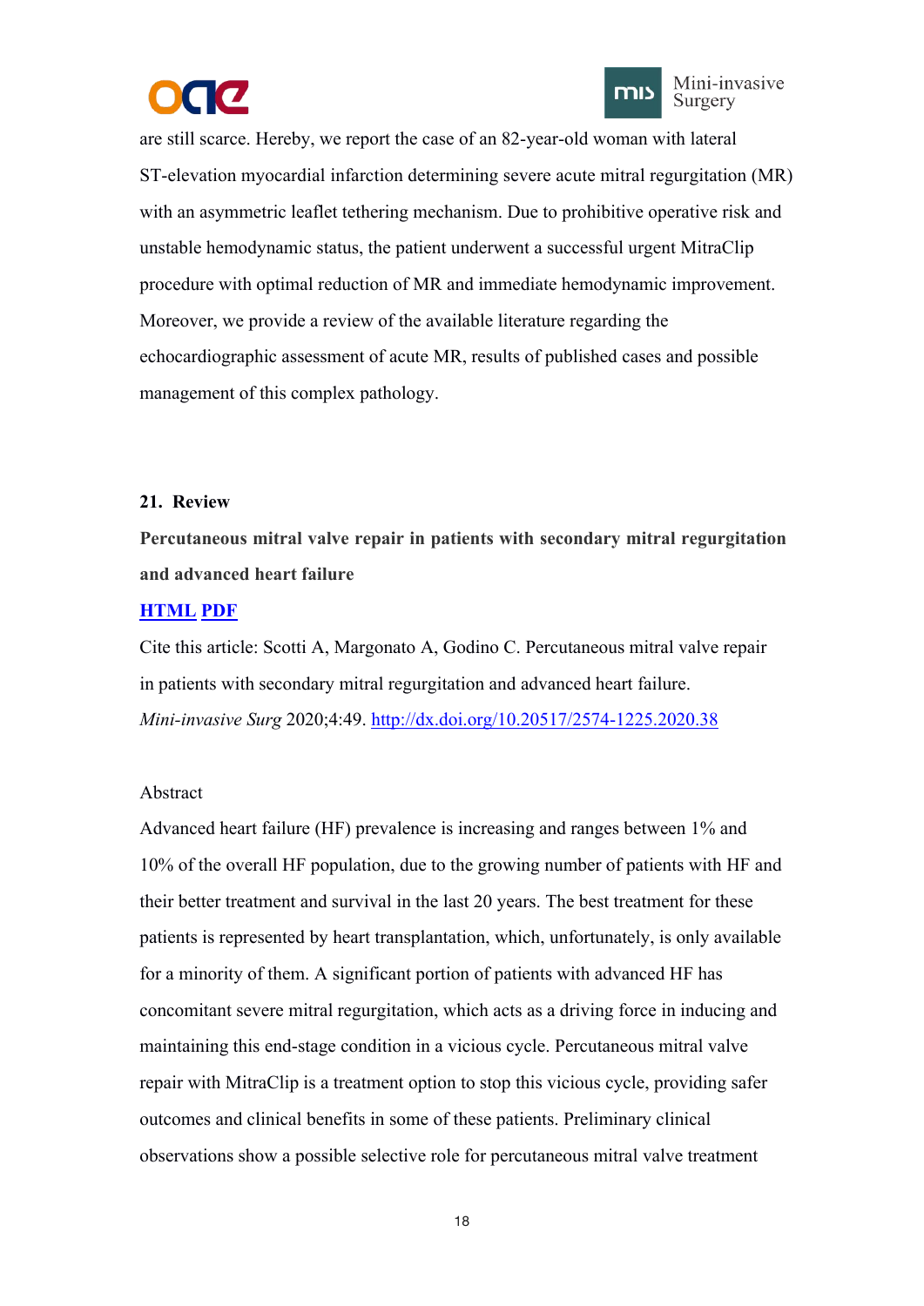are still scarce. Hereby, we report the case of an 82-year-old woman with lateral ST-elevation myocardial infarction determining severe acute mitral regurgitation (MR) with an asymmetric leaflet tethering mechanism. Due to prohibitive operative risk and unstable hemodynamic status, the patient underwent a successful urgent MitraClip procedure with optimal reduction of MR and immediate hemodynamic improvement. Moreover, we provide a review of the available literature regarding the echocardiographic assessment of acute MR, results of published cases and possible management of this complex pathology.

**21. Review**

**Percutaneous mitral valve repair in patients with secondary mitral regurgitation and advanced heart failure**

[HTML](#) [PDF](#)

Cite this article: Scotti A, Margonato A, Godino C. Percutaneous mitral valve repair in patients with secondary mitral regurgitation and advanced heart failure. *Mini-invasive Surg* 2020;4:49. http://dx.doi.org/10.20517/2574-1225.2020.38

Abstract

Advanced heart failure (HF) prevalence is increasing and ranges between 1% and 10% of the overall HF population, due to the growing number of patients with HF and their better treatment and survival in the last 20 years. The best treatment for these patients is represented by heart transplantation, which, unfortunately, is only available for a minority of them. A significant portion of patients with advanced HF has concomitant severe mitral regurgitation, which acts as a driving force in inducing and maintaining this end-stage condition in a vicious cycle. Percutaneous mitral valve repair with MitraClip is a treatment option to stop this vicious cycle, providing safer outcomes and clinical benefits in some of these patients. Preliminary clinical observations show a possible selective role for percutaneous mitral valve treatment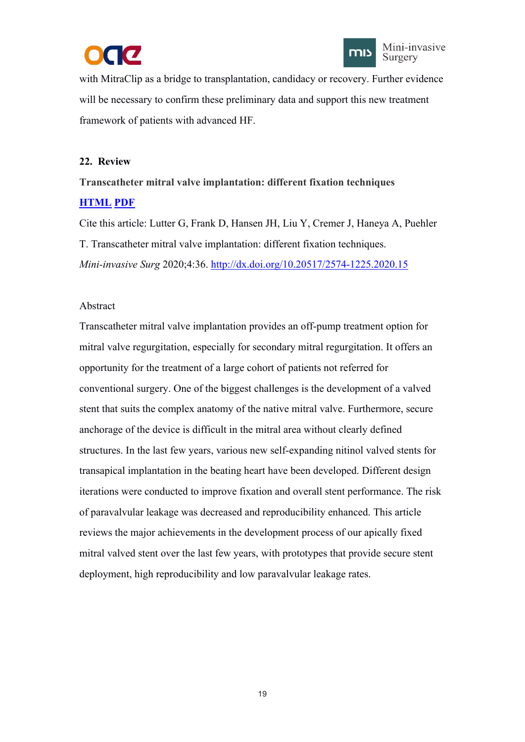with MitraClip as a bridge to transplantation, candidacy or recovery. Further evidence will be necessary to confirm these preliminary data and support this new treatment framework of patients with advanced HF.

**22. Review**

**Transcatheter mitral valve implantation: different fixation techniques**

**HTML PDF**

Cite this article: Lutter G, Frank D, Hansen JH, Liu Y, Cremer J, Haneya A, Puehler T. Transcatheter mitral valve implantation: different fixation techniques. *Mini-invasive Surg* 2020;4:36. http://dx.doi.org/10.20517/2574-1225.2020.15

Abstract

Transcatheter mitral valve implantation provides an off-pump treatment option for mitral valve regurgitation, especially for secondary mitral regurgitation. It offers an opportunity for the treatment of a large cohort of patients not referred for conventional surgery. One of the biggest challenges is the development of a valved stent that suits the complex anatomy of the native mitral valve. Furthermore, secure anchorage of the device is difficult in the mitral area without clearly defined structures. In the last few years, various new self-expanding nitinol valved stents for transapical implantation in the beating heart have been developed. Different design iterations were conducted to improve fixation and overall stent performance. The risk of paravalvular leakage was decreased and reproducibility enhanced. This article reviews the major achievements in the development process of our apically fixed mitral valved stent over the last few years, with prototypes that provide secure stent deployment, high reproducibility and low paravalvular leakage rates.